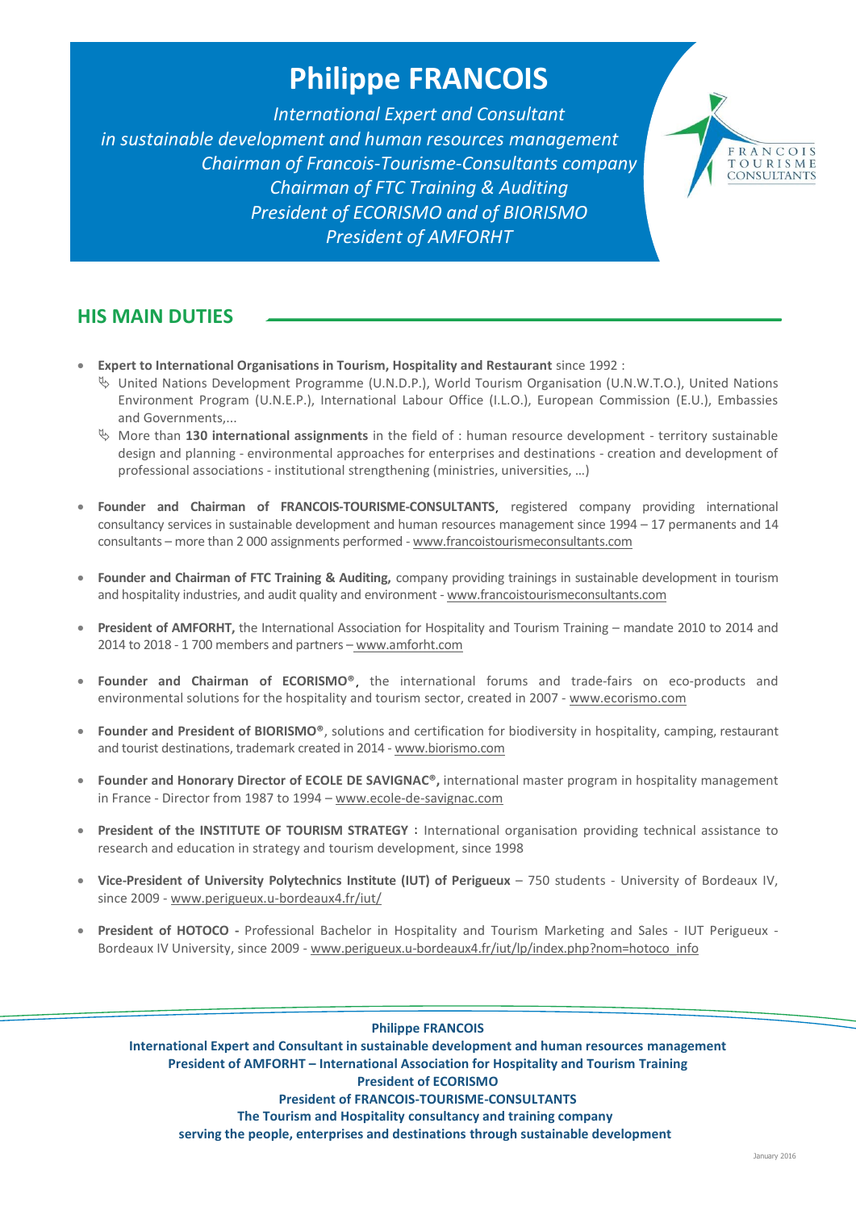# Philippe FRANCOIS

*International Expert and Consultant*
*in sustainable development and human resources management*
*Chairman of Francois-Tourisme-Consultants company*
*Chairman of FTC Training & Auditing*
*President of ECORISMO and of BIORISMO*
*President of AMFORHT*

FRANCOIS TOURISME CONSULTANTS

## HIS MAIN DUTIES

- **Expert to International Organisations in Tourism, Hospitality and Restaurant** since 1992 :
  - United Nations Development Programme (U.N.D.P.), World Tourism Organisation (U.N.W.T.O.), United Nations Environment Program (U.N.E.P.), International Labour Office (I.L.O.), European Commission (E.U.), Embassies and Governments,...
  - More than **130 international assignments** in the field of : human resource development - territory sustainable design and planning - environmental approaches for enterprises and destinations - creation and development of professional associations - institutional strengthening (ministries, universities, …)

- **Founder and Chairman of FRANCOIS-TOURISME-CONSULTANTS**, registered company providing international consultancy services in sustainable development and human resources management since 1994 – 17 permanents and 14 consultants – more than 2 000 assignments performed - www.francoistourismeconsultants.com

- **Founder and Chairman of FTC Training & Auditing,** company providing trainings in sustainable development in tourism and hospitality industries, and audit quality and environment - www.francoistourismeconsultants.com

- **President of AMFORHT,** the International Association for Hospitality and Tourism Training – mandate 2010 to 2014 and 2014 to 2018 - 1 700 members and partners – www.amforht.com

- **Founder and Chairman of ECORISMO®**, the international forums and trade-fairs on eco-products and environmental solutions for the hospitality and tourism sector, created in 2007 - www.ecorismo.com

- **Founder and President of BIORISMO®**, solutions and certification for biodiversity in hospitality, camping, restaurant and tourist destinations, trademark created in 2014 - www.biorismo.com

- **Founder and Honorary Director of ECOLE DE SAVIGNAC®,** international master program in hospitality management in France - Director from 1987 to 1994 – www.ecole-de-savignac.com

- **President of the INSTITUTE OF TOURISM STRATEGY** : International organisation providing technical assistance to research and education in strategy and tourism development, since 1998

- **Vice-President of University Polytechnics Institute (IUT) of Perigueux** – 750 students - University of Bordeaux IV, since 2009 - www.perigueux.u-bordeaux4.fr/iut/

- **President of HOTOCO -** Professional Bachelor in Hospitality and Tourism Marketing and Sales - IUT Perigueux - Bordeaux IV University, since 2009 - www.perigueux.u-bordeaux4.fr/iut/lp/index.php?nom=hotoco_info

**Philippe FRANCOIS**
**International Expert and Consultant in sustainable development and human resources management**
**President of AMFORHT – International Association for Hospitality and Tourism Training**
**President of ECORISMO**
**President of FRANCOIS-TOURISME-CONSULTANTS**
**The Tourism and Hospitality consultancy and training company**
**serving the people, enterprises and destinations through sustainable development**

January 2016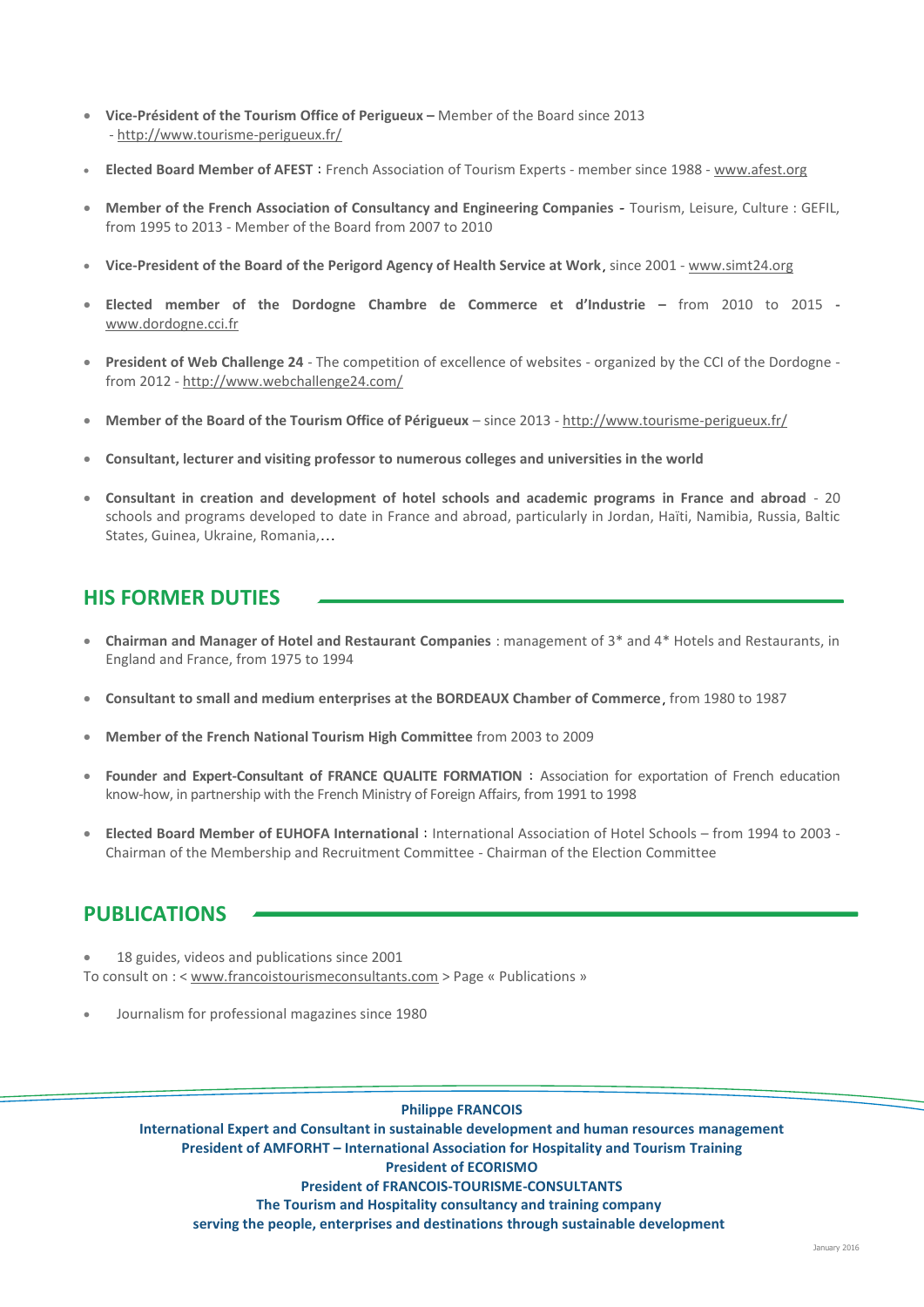- **Vice-Président of the Tourism Office of Perigueux –** Member of the Board since 2013 - http://www.tourisme-perigueux.fr/
- **Elected Board Member of AFEST** : French Association of Tourism Experts - member since 1988 - www.afest.org
- **Member of the French Association of Consultancy and Engineering Companies -** Tourism, Leisure, Culture : GEFIL, from 1995 to 2013 - Member of the Board from 2007 to 2010
- **Vice-President of the Board of the Perigord Agency of Health Service at Work**, since 2001 - www.simt24.org
- **Elected member of the Dordogne Chambre de Commerce et d'Industrie –** from 2010 to 2015 **-** www.dordogne.cci.fr
- **President of Web Challenge 24** - The competition of excellence of websites - organized by the CCI of the Dordogne - from 2012 - http://www.webchallenge24.com/
- **Member of the Board of the Tourism Office of Périgueux** – since 2013 - http://www.tourisme-perigueux.fr/
- **Consultant, lecturer and visiting professor to numerous colleges and universities in the world**
- **Consultant in creation and development of hotel schools and academic programs in France and abroad** - 20 schools and programs developed to date in France and abroad, particularly in Jordan, Haïti, Namibia, Russia, Baltic States, Guinea, Ukraine, Romania,…

## HIS FORMER DUTIES

- **Chairman and Manager of Hotel and Restaurant Companies** : management of 3* and 4* Hotels and Restaurants, in England and France, from 1975 to 1994
- **Consultant to small and medium enterprises at the BORDEAUX Chamber of Commerce**, from 1980 to 1987
- **Member of the French National Tourism High Committee** from 2003 to 2009
- **Founder and Expert-Consultant of FRANCE QUALITE FORMATION** : Association for exportation of French education know-how, in partnership with the French Ministry of Foreign Affairs, from 1991 to 1998
- **Elected Board Member of EUHOFA International** : International Association of Hotel Schools – from 1994 to 2003 - Chairman of the Membership and Recruitment Committee - Chairman of the Election Committee

## PUBLICATIONS

- 18 guides, videos and publications since 2001

To consult on : < www.francoistourismeconsultants.com > Page « Publications »

- Journalism for professional magazines since 1980

**Philippe FRANCOIS**
**International Expert and Consultant in sustainable development and human resources management**
**President of AMFORHT – International Association for Hospitality and Tourism Training**
**President of ECORISMO**
**President of FRANCOIS-TOURISME-CONSULTANTS**
**The Tourism and Hospitality consultancy and training company**
**serving the people, enterprises and destinations through sustainable development**

January 2016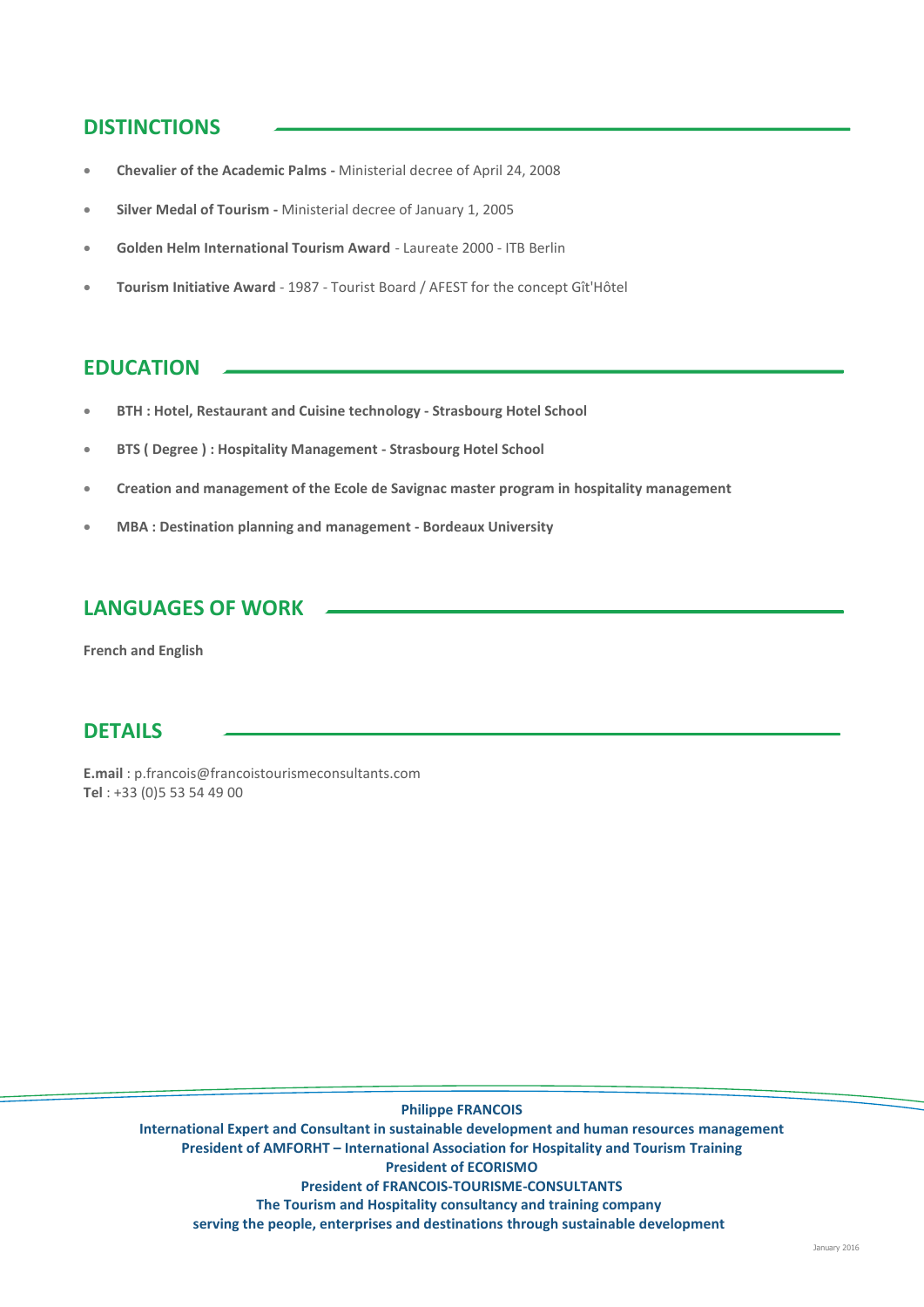## DISTINCTIONS

- **Chevalier of the Academic Palms -** Ministerial decree of April 24, 2008
- **Silver Medal of Tourism -** Ministerial decree of January 1, 2005
- **Golden Helm International Tourism Award** - Laureate 2000 - ITB Berlin
- **Tourism Initiative Award** - 1987 - Tourist Board / AFEST for the concept Gît'Hôtel

## EDUCATION

- **BTH : Hotel, Restaurant and Cuisine technology - Strasbourg Hotel School**
- **BTS ( Degree ) : Hospitality Management - Strasbourg Hotel School**
- **Creation and management of the Ecole de Savignac master program in hospitality management**
- **MBA : Destination planning and management - Bordeaux University**

## LANGUAGES OF WORK

**French and English**

## DETAILS

**E.mail** : p.francois@francoistourismeconsultants.com
**Tel** : +33 (0)5 53 54 49 00

**Philippe FRANCOIS**
**International Expert and Consultant in sustainable development and human resources management**
**President of AMFORHT – International Association for Hospitality and Tourism Training**
**President of ECORISMO**
**President of FRANCOIS-TOURISME-CONSULTANTS**
**The Tourism and Hospitality consultancy and training company**
**serving the people, enterprises and destinations through sustainable development**

January 2016